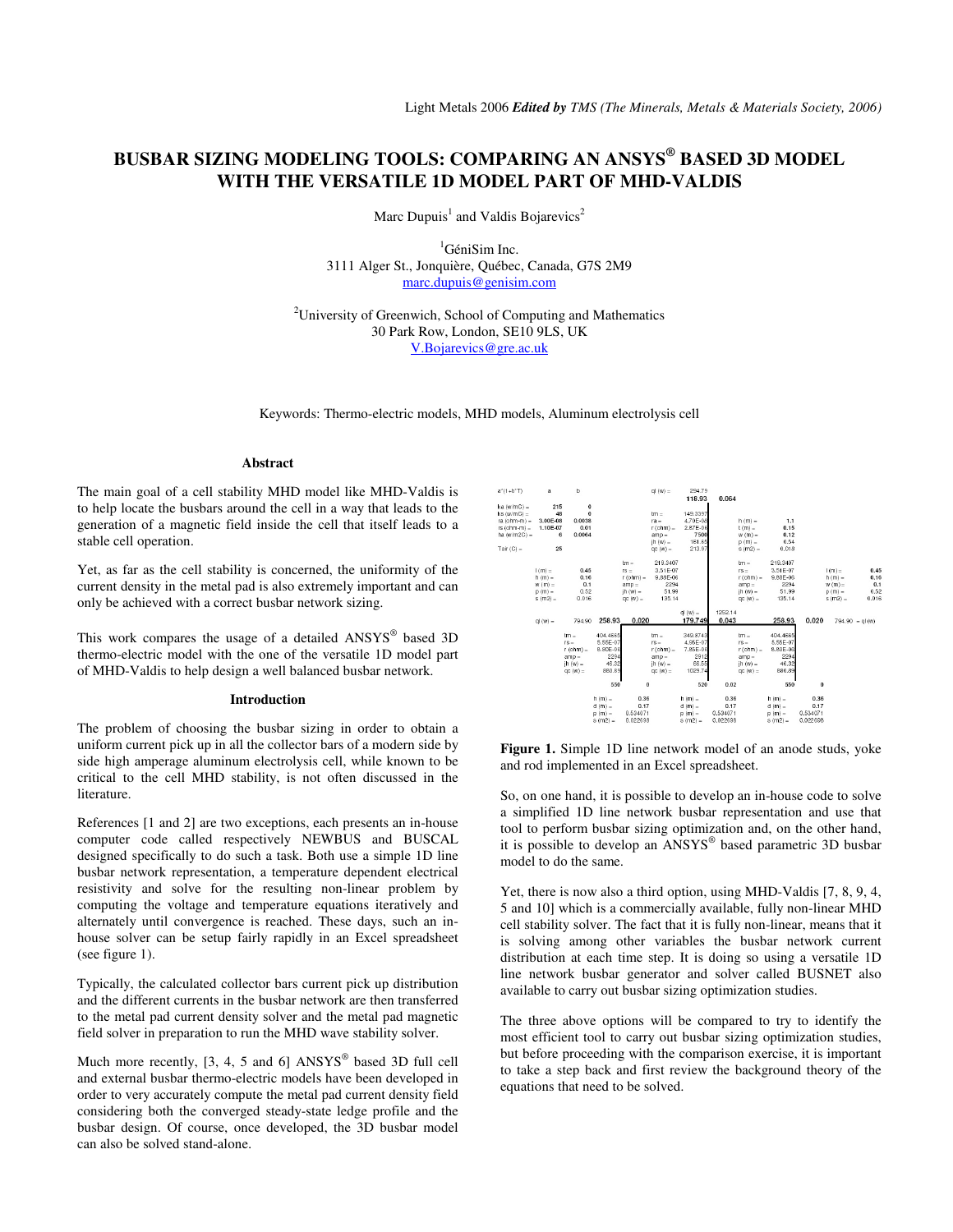# BUSBAR SIZING MODELING TOOLS: COMPARING AN ANSYS® BASED 3D MODEL WITH THE VERSATILE 1D MODEL PART OF MHD-VALDIS

Marc Dupuis[1] and Valdis Bojarevics[2]

[1]GéniSim Inc.
3111 Alger St., Jonquière, Québec, Canada, G7S 2M9
marc.dupuis@genisim.com

[2]University of Greenwich, School of Computing and Mathematics
30 Park Row, London, SE10 9LS, UK
V.Bojarevics@gre.ac.uk

Keywords: Thermo-electric models, MHD models, Aluminum electrolysis cell

## Abstract

The main goal of a cell stability MHD model like MHD-Valdis is to help locate the busbars around the cell in a way that leads to the generation of a magnetic field inside the cell that itself leads to a stable cell operation.

Yet, as far as the cell stability is concerned, the uniformity of the current density in the metal pad is also extremely important and can only be achieved with a correct busbar network sizing.

This work compares the usage of a detailed ANSYS® based 3D thermo-electric model with the one of the versatile 1D model part of MHD-Valdis to help design a well balanced busbar network.

## Introduction

The problem of choosing the busbar sizing in order to obtain a uniform current pick up in all the collector bars of a modern side by side high amperage aluminum electrolysis cell, while known to be critical to the cell MHD stability, is not often discussed in the literature.

References [1 and 2] are two exceptions, each presents an in-house computer code called respectively NEWBUS and BUSCAL designed specifically to do such a task. Both use a simple 1D line busbar network representation, a temperature dependent electrical resistivity and solve for the resulting non-linear problem by computing the voltage and temperature equations iteratively and alternately until convergence is reached. These days, such an in-house solver can be setup fairly rapidly in an Excel spreadsheet (see figure 1).

Typically, the calculated collector bars current pick up distribution and the different currents in the busbar network are then transferred to the metal pad current density solver and the metal pad magnetic field solver in preparation to run the MHD wave stability solver.

Much more recently, [3, 4, 5 and 6] ANSYS® based 3D full cell and external busbar thermo-electric models have been developed in order to very accurately compute the metal pad current density field considering both the converged steady-state ledge profile and the busbar design. Of course, once developed, the 3D busbar model can also be solved stand-alone.

**Figure 1.** Simple 1D line network model of an anode studs, yoke and rod implemented in an Excel spreadsheet.

So, on one hand, it is possible to develop an in-house code to solve a simplified 1D line network busbar representation and use that tool to perform busbar sizing optimization and, on the other hand, it is possible to develop an ANSYS® based parametric 3D busbar model to do the same.

Yet, there is now also a third option, using MHD-Valdis [7, 8, 9, 4, 5 and 10] which is a commercially available, fully non-linear MHD cell stability solver. The fact that it is fully non-linear, means that it is solving among other variables the busbar network current distribution at each time step. It is doing so using a versatile 1D line network busbar generator and solver called BUSNET also available to carry out busbar sizing optimization studies.

The three above options will be compared to try to identify the most efficient tool to carry out busbar sizing optimization studies, but before proceeding with the comparison exercise, it is important to take a step back and first review the background theory of the equations that need to be solved.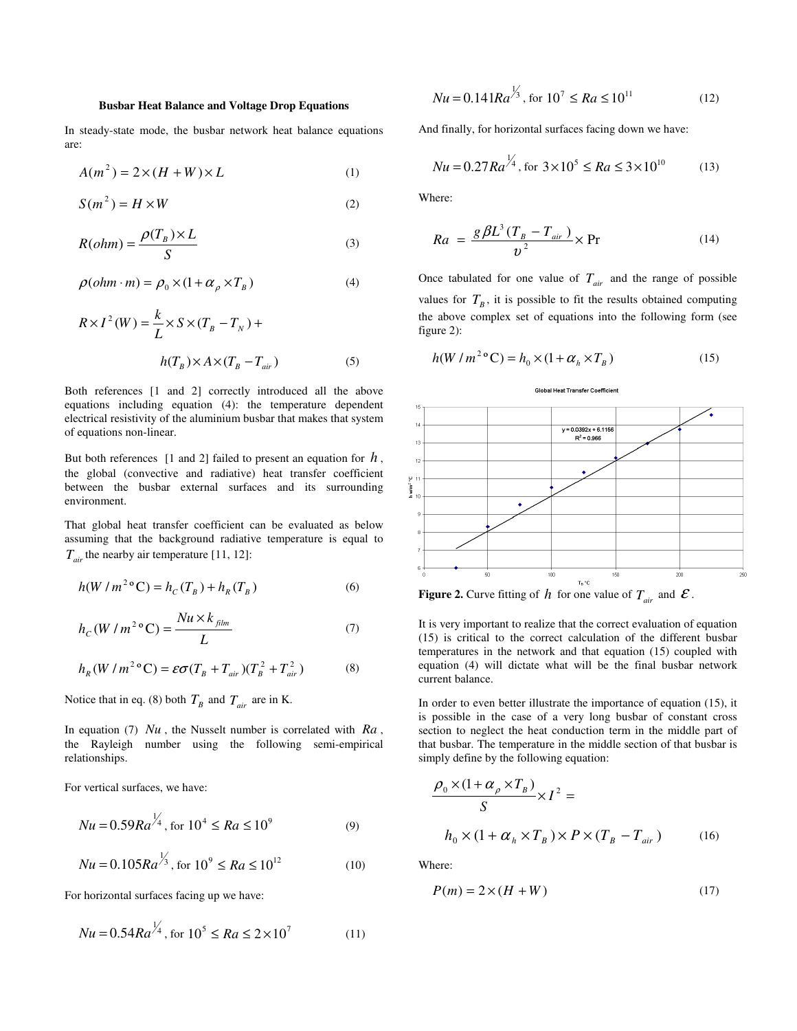### Busbar Heat Balance and Voltage Drop Equations

In steady-state mode, the busbar network heat balance equations are:

$$A(m^2) = 2 \times (H + W) \times L \tag{1}$$

$$S(m^2) = H \times W \tag{2}$$

$$R(ohm) = \frac{\rho(T_B) \times L}{S} \tag{3}$$

$$\rho(ohm \cdot m) = \rho_0 \times (1 + \alpha_\rho \times T_B) \tag{4}$$

$$R \times I^2 (W) = \frac{k}{L} \times S \times (T_B - T_N) + h(T_B) \times A \times (T_B - T_{air}) \tag{5}$$

Both references [1 and 2] correctly introduced all the above equations including equation (4): the temperature dependent electrical resistivity of the aluminium busbar that makes that system of equations non-linear.

But both references [1 and 2] failed to present an equation for $h$, the global (convective and radiative) heat transfer coefficient between the busbar external surfaces and its surrounding environment.

That global heat transfer coefficient can be evaluated as below assuming that the background radiative temperature is equal to $T_{air}$ the nearby air temperature [11, 12]:

$$h(W/m^2 \, ^\circ\mathrm{C}) = h_C(T_B) + h_R(T_B) \tag{6}$$

$$h_C(W/m^2 \, ^\circ\mathrm{C}) = \frac{Nu \times k_{film}}{L} \tag{7}$$

$$h_R(W/m^2 \, ^\circ\mathrm{C}) = \varepsilon\sigma(T_B + T_{air})(T_B^2 + T_{air}^2) \tag{8}$$

Notice that in eq. (8) both $T_B$ and $T_{air}$ are in K.

In equation (7) $Nu$, the Nusselt number is correlated with $Ra$, the Rayleigh number using the following semi-empirical relationships.

For vertical surfaces, we have:

$$Nu = 0.59 Ra^{1/4}, \text{ for } 10^4 \leq Ra \leq 10^9 \tag{9}$$

$$Nu = 0.105 Ra^{1/3}, \text{ for } 10^9 \leq Ra \leq 10^{12} \tag{10}$$

For horizontal surfaces facing up we have:

$$Nu = 0.54 Ra^{1/4}, \text{ for } 10^5 \leq Ra \leq 2 \times 10^7 \tag{11}$$

$$Nu = 0.141 Ra^{1/3}, \text{ for } 10^7 \leq Ra \leq 10^{11} \tag{12}$$

And finally, for horizontal surfaces facing down we have:

$$Nu = 0.27 Ra^{1/4}, \text{ for } 3 \times 10^5 \leq Ra \leq 3 \times 10^{10} \tag{13}$$

Where:

$$Ra = \frac{g \beta L^3 (T_B - T_{air})}{\upsilon^2} \times \Pr \tag{14}$$

Once tabulated for one value of $T_{air}$ and the range of possible values for $T_B$, it is possible to fit the results obtained computing the above complex set of equations into the following form (see figure 2):

$$h(W/m^2 \, ^\circ\mathrm{C}) = h_0 \times (1 + \alpha_h \times T_B) \tag{15}$$

**Figure 2.** Curve fitting of $h$ for one value of $T_{air}$ and $\varepsilon$.

It is very important to realize that the correct evaluation of equation (15) is critical to the correct calculation of the different busbar temperatures in the network and that equation (15) coupled with equation (4) will dictate what will be the final busbar network current balance.

In order to even better illustrate the importance of equation (15), it is possible in the case of a very long busbar of constant cross section to neglect the heat conduction term in the middle part of that busbar. The temperature in the middle section of that busbar is simply define by the following equation:

$$\frac{\rho_0 \times (1 + \alpha_\rho \times T_B)}{S} \times I^2 = h_0 \times (1 + \alpha_h \times T_B) \times P \times (T_B - T_{air}) \tag{16}$$

Where:

$$P(m) = 2 \times (H + W) \tag{17}$$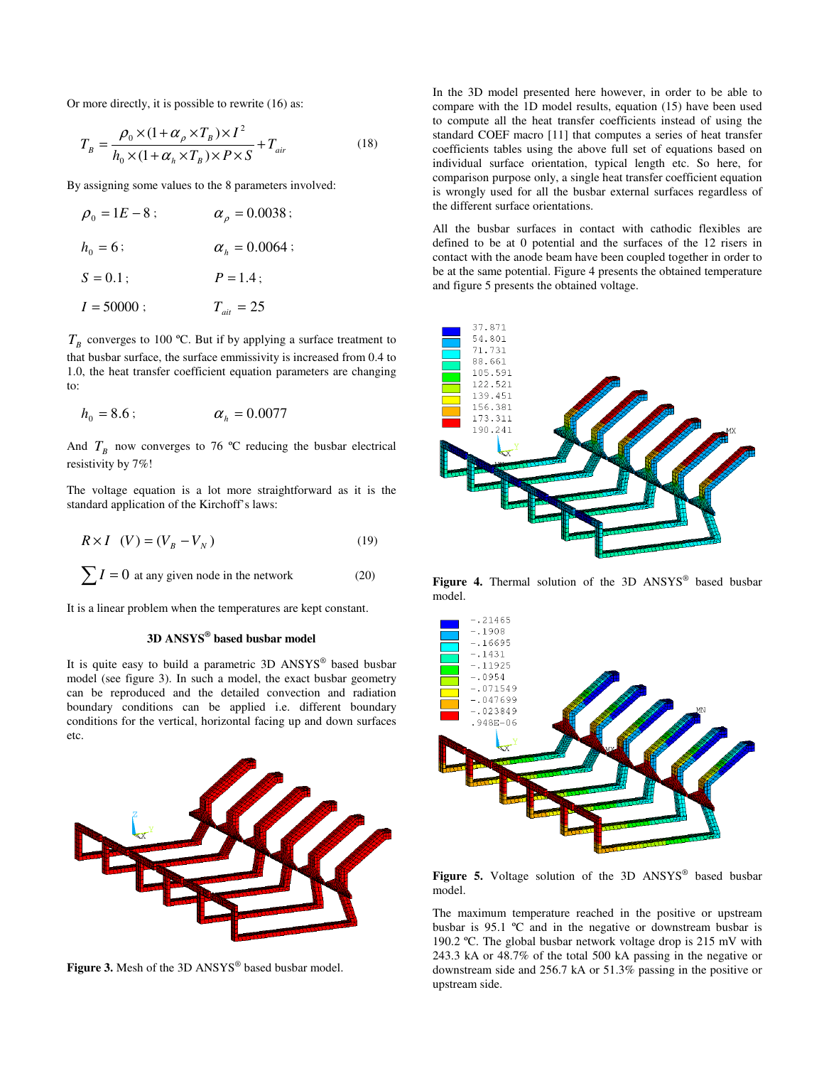Or more directly, it is possible to rewrite (16) as:

$$T_B = \frac{\rho_0 \times (1 + \alpha_\rho \times T_B) \times I^2}{h_0 \times (1 + \alpha_h \times T_B) \times P \times S} + T_{air} \tag{18}$$

By assigning some values to the 8 parameters involved:

$\rho_0 = 1E-8$; $\alpha_\rho = 0.0038$;

$h_0 = 6$; $\alpha_h = 0.0064$;

$S = 0.1$; $P = 1.4$;

$I = 50000$; $T_{ait} = 25$

$T_B$ converges to 100 ºC. But if by applying a surface treatment to that busbar surface, the surface emmissivity is increased from 0.4 to 1.0, the heat transfer coefficient equation parameters are changing to:

$h_0 = 8.6$; $\alpha_h = 0.0077$

And $T_B$ now converges to 76 ºC reducing the busbar electrical resistivity by 7%!

The voltage equation is a lot more straightforward as it is the standard application of the Kirchoff's laws:

$$R \times I \quad (V) = (V_B - V_N) \tag{19}$$

$$\sum I = 0 \text{ at any given node in the network} \tag{20}$$

It is a linear problem when the temperatures are kept constant.

### 3D ANSYS® based busbar model

It is quite easy to build a parametric 3D ANSYS® based busbar model (see figure 3). In such a model, the exact busbar geometry can be reproduced and the detailed convection and radiation boundary conditions can be applied i.e. different boundary conditions for the vertical, horizontal facing up and down surfaces etc.

**Figure 3.** Mesh of the 3D ANSYS® based busbar model.

In the 3D model presented here however, in order to be able to compare with the 1D model results, equation (15) have been used to compute all the heat transfer coefficients instead of using the standard COEF macro [11] that computes a series of heat transfer coefficients tables using the above full set of equations based on individual surface orientation, typical length etc. So here, for comparison purpose only, a single heat transfer coefficient equation is wrongly used for all the busbar external surfaces regardless of the different surface orientations.

All the busbar surfaces in contact with cathodic flexibles are defined to be at 0 potential and the surfaces of the 12 risers in contact with the anode beam have been coupled together in order to be at the same potential. Figure 4 presents the obtained temperature and figure 5 presents the obtained voltage.

**Figure 4.** Thermal solution of the 3D ANSYS® based busbar model.

**Figure 5.** Voltage solution of the 3D ANSYS® based busbar model.

The maximum temperature reached in the positive or upstream busbar is 95.1 ºC and in the negative or downstream busbar is 190.2 ºC. The global busbar network voltage drop is 215 mV with 243.3 kA or 48.7% of the total 500 kA passing in the negative or downstream side and 256.7 kA or 51.3% passing in the positive or upstream side.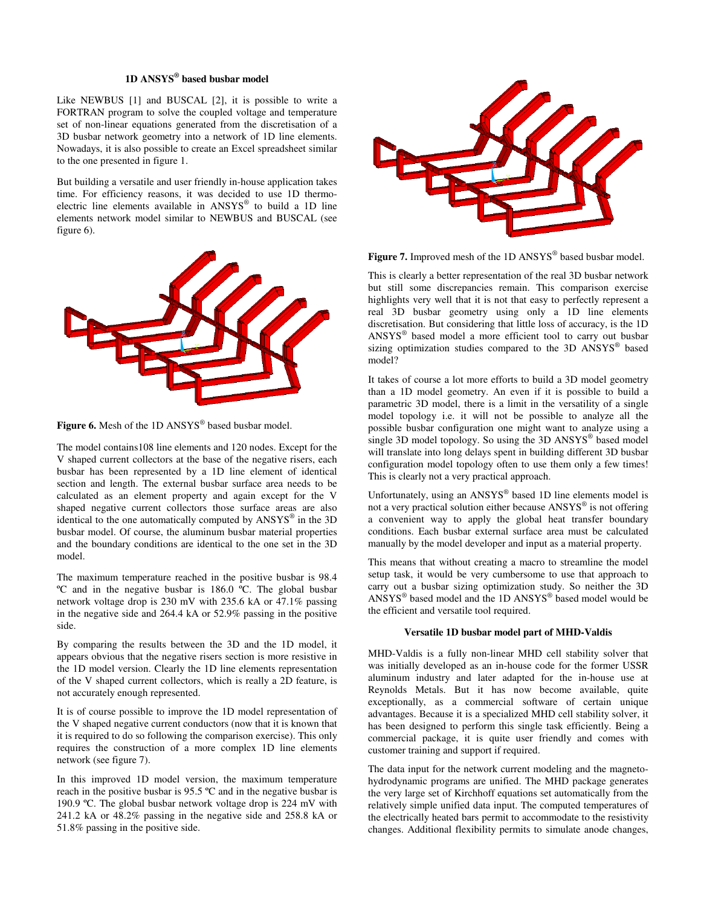### 1D ANSYS® based busbar model

Like NEWBUS [1] and BUSCAL [2], it is possible to write a FORTRAN program to solve the coupled voltage and temperature set of non-linear equations generated from the discretisation of a 3D busbar network geometry into a network of 1D line elements. Nowadays, it is also possible to create an Excel spreadsheet similar to the one presented in figure 1.

But building a versatile and user friendly in-house application takes time. For efficiency reasons, it was decided to use 1D thermo-electric line elements available in ANSYS® to build a 1D line elements network model similar to NEWBUS and BUSCAL (see figure 6).

**Figure 6.** Mesh of the 1D ANSYS® based busbar model.

The model contains108 line elements and 120 nodes. Except for the V shaped current collectors at the base of the negative risers, each busbar has been represented by a 1D line element of identical section and length. The external busbar surface area needs to be calculated as an element property and again except for the V shaped negative current collectors those surface areas are also identical to the one automatically computed by ANSYS® in the 3D busbar model. Of course, the aluminum busbar material properties and the boundary conditions are identical to the one set in the 3D model.

The maximum temperature reached in the positive busbar is 98.4 ºC and in the negative busbar is 186.0 ºC. The global busbar network voltage drop is 230 mV with 235.6 kA or 47.1% passing in the negative side and 264.4 kA or 52.9% passing in the positive side.

By comparing the results between the 3D and the 1D model, it appears obvious that the negative risers section is more resistive in the 1D model version. Clearly the 1D line elements representation of the V shaped current collectors, which is really a 2D feature, is not accurately enough represented.

It is of course possible to improve the 1D model representation of the V shaped negative current conductors (now that it is known that it is required to do so following the comparison exercise). This only requires the construction of a more complex 1D line elements network (see figure 7).

In this improved 1D model version, the maximum temperature reach in the positive busbar is 95.5 ºC and in the negative busbar is 190.9 ºC. The global busbar network voltage drop is 224 mV with 241.2 kA or 48.2% passing in the negative side and 258.8 kA or 51.8% passing in the positive side.

**Figure 7.** Improved mesh of the 1D ANSYS® based busbar model.

This is clearly a better representation of the real 3D busbar network but still some discrepancies remain. This comparison exercise highlights very well that it is not that easy to perfectly represent a real 3D busbar geometry using only a 1D line elements discretisation. But considering that little loss of accuracy, is the 1D ANSYS® based model a more efficient tool to carry out busbar sizing optimization studies compared to the 3D ANSYS® based model?

It takes of course a lot more efforts to build a 3D model geometry than a 1D model geometry. An even if it is possible to build a parametric 3D model, there is a limit in the versatility of a single model topology i.e. it will not be possible to analyze all the possible busbar configuration one might want to analyze using a single 3D model topology. So using the 3D ANSYS® based model will translate into long delays spent in building different 3D busbar configuration model topology often to use them only a few times! This is clearly not a very practical approach.

Unfortunately, using an ANSYS® based 1D line elements model is not a very practical solution either because ANSYS® is not offering a convenient way to apply the global heat transfer boundary conditions. Each busbar external surface area must be calculated manually by the model developer and input as a material property.

This means that without creating a macro to streamline the model setup task, it would be very cumbersome to use that approach to carry out a busbar sizing optimization study. So neither the 3D ANSYS® based model and the 1D ANSYS® based model would be the efficient and versatile tool required.

### Versatile 1D busbar model part of MHD-Valdis

MHD-Valdis is a fully non-linear MHD cell stability solver that was initially developed as an in-house code for the former USSR aluminum industry and later adapted for the in-house use at Reynolds Metals. But it has now become available, quite exceptionally, as a commercial software of certain unique advantages. Because it is a specialized MHD cell stability solver, it has been designed to perform this single task efficiently. Being a commercial package, it is quite user friendly and comes with customer training and support if required.

The data input for the network current modeling and the magneto-hydrodynamic programs are unified. The MHD package generates the very large set of Kirchhoff equations set automatically from the relatively simple unified data input. The computed temperatures of the electrically heated bars permit to accommodate to the resistivity changes. Additional flexibility permits to simulate anode changes,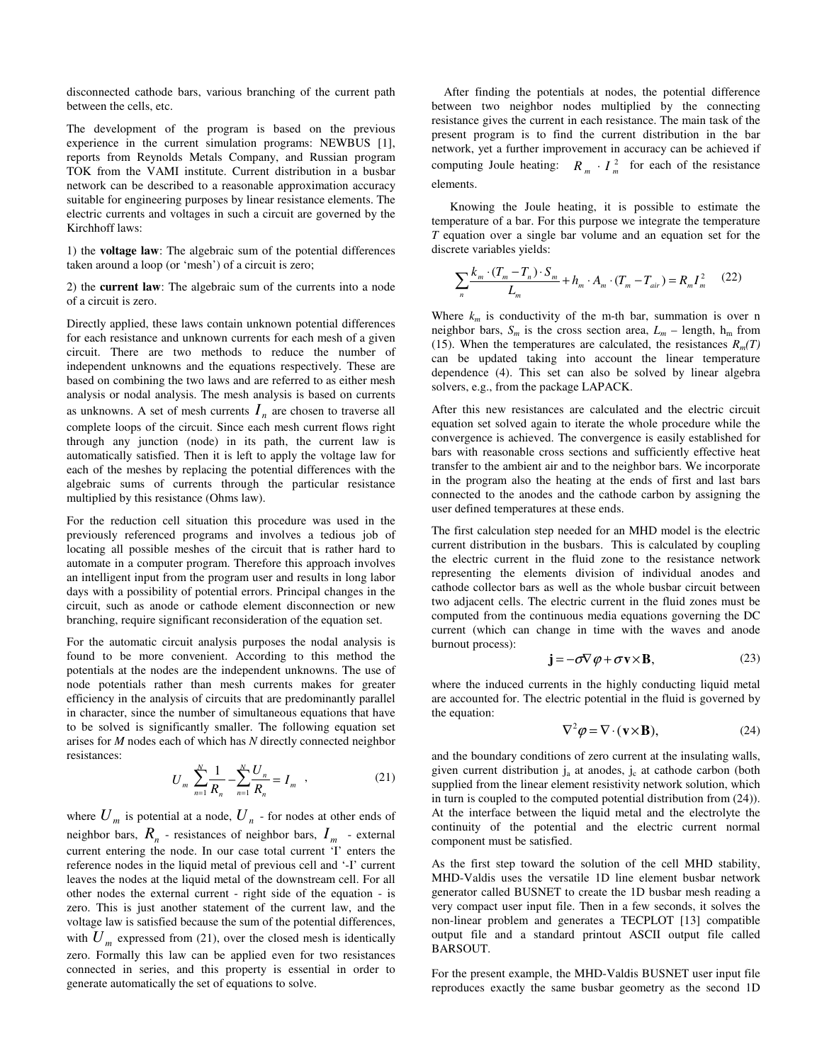disconnected cathode bars, various branching of the current path between the cells, etc.

The development of the program is based on the previous experience in the current simulation programs: NEWBUS [1], reports from Reynolds Metals Company, and Russian program TOK from the VAMI institute. Current distribution in a busbar network can be described to a reasonable approximation accuracy suitable for engineering purposes by linear resistance elements. The electric currents and voltages in such a circuit are governed by the Kirchhoff laws:

1) the **voltage law**: The algebraic sum of the potential differences taken around a loop (or 'mesh') of a circuit is zero;

2) the **current law**: The algebraic sum of the currents into a node of a circuit is zero.

Directly applied, these laws contain unknown potential differences for each resistance and unknown currents for each mesh of a given circuit. There are two methods to reduce the number of independent unknowns and the equations respectively. These are based on combining the two laws and are referred to as either mesh analysis or nodal analysis. The mesh analysis is based on currents as unknowns. A set of mesh currents $I_n$ are chosen to traverse all complete loops of the circuit. Since each mesh current flows right through any junction (node) in its path, the current law is automatically satisfied. Then it is left to apply the voltage law for each of the meshes by replacing the potential differences with the algebraic sums of currents through the particular resistance multiplied by this resistance (Ohms law).

For the reduction cell situation this procedure was used in the previously referenced programs and involves a tedious job of locating all possible meshes of the circuit that is rather hard to automate in a computer program. Therefore this approach involves an intelligent input from the program user and results in long labor days with a possibility of potential errors. Principal changes in the circuit, such as anode or cathode element disconnection or new branching, require significant reconsideration of the equation set.

For the automatic circuit analysis purposes the nodal analysis is found to be more convenient. According to this method the potentials at the nodes are the independent unknowns. The use of node potentials rather than mesh currents makes for greater efficiency in the analysis of circuits that are predominantly parallel in character, since the number of simultaneous equations that have to be solved is significantly smaller. The following equation set arises for *M* nodes each of which has *N* directly connected neighbor resistances:

$$U_m \sum_{n=1}^{N} \frac{1}{R_n} - \sum_{n=1}^{N} \frac{U_n}{R_n} = I_m \quad , \tag{21}$$

where $U_m$ is potential at a node, $U_n$ - for nodes at other ends of neighbor bars, $R_n$ - resistances of neighbor bars, $I_m$ - external current entering the node. In our case total current 'I' enters the reference nodes in the liquid metal of previous cell and '-I' current leaves the nodes at the liquid metal of the downstream cell. For all other nodes the external current - right side of the equation - is zero. This is just another statement of the current law, and the voltage law is satisfied because the sum of the potential differences, with $U_m$ expressed from (21), over the closed mesh is identically zero. Formally this law can be applied even for two resistances connected in series, and this property is essential in order to generate automatically the set of equations to solve.

After finding the potentials at nodes, the potential difference between two neighbor nodes multiplied by the connecting resistance gives the current in each resistance. The main task of the present program is to find the current distribution in the bar network, yet a further improvement in accuracy can be achieved if computing Joule heating: $R_m \cdot I_m^2$ for each of the resistance elements.

Knowing the Joule heating, it is possible to estimate the temperature of a bar. For this purpose we integrate the temperature *T* equation over a single bar volume and an equation set for the discrete variables yields:

$$\sum_n \frac{k_m \cdot (T_m - T_n) \cdot S_m}{L_m} + h_m \cdot A_m \cdot (T_m - T_{air}) = R_m I_m^2 \tag{22}$$

Where $k_m$ is conductivity of the m-th bar, summation is over n neighbor bars, $S_m$ is the cross section area, $L_m$ – length, $h_m$ from (15). When the temperatures are calculated, the resistances $R_m(T)$ can be updated taking into account the linear temperature dependence (4). This set can also be solved by linear algebra solvers, e.g., from the package LAPACK.

After this new resistances are calculated and the electric circuit equation set solved again to iterate the whole procedure while the convergence is achieved. The convergence is easily established for bars with reasonable cross sections and sufficiently effective heat transfer to the ambient air and to the neighbor bars. We incorporate in the program also the heating at the ends of first and last bars connected to the anodes and the cathode carbon by assigning the user defined temperatures at these ends.

The first calculation step needed for an MHD model is the electric current distribution in the busbars. This is calculated by coupling the electric current in the fluid zone to the resistance network representing the elements division of individual anodes and cathode collector bars as well as the whole busbar circuit between two adjacent cells. The electric current in the fluid zones must be computed from the continuous media equations governing the DC current (which can change in time with the waves and anode burnout process):

$$\mathbf{j} = -\sigma \nabla \varphi + \sigma \mathbf{v} \times \mathbf{B}, \tag{23}$$

where the induced currents in the highly conducting liquid metal are accounted for. The electric potential in the fluid is governed by the equation:

$$\nabla^2 \varphi = \nabla \cdot (\mathbf{v} \times \mathbf{B}), \tag{24}$$

and the boundary conditions of zero current at the insulating walls, given current distribution $j_a$ at anodes, $j_c$ at cathode carbon (both supplied from the linear element resistivity network solution, which in turn is coupled to the computed potential distribution from (24)). At the interface between the liquid metal and the electrolyte the continuity of the potential and the electric current normal component must be satisfied.

As the first step toward the solution of the cell MHD stability, MHD-Valdis uses the versatile 1D line element busbar network generator called BUSNET to create the 1D busbar mesh reading a very compact user input file. Then in a few seconds, it solves the non-linear problem and generates a TECPLOT [13] compatible output file and a standard printout ASCII output file called BARSOUT.

For the present example, the MHD-Valdis BUSNET user input file reproduces exactly the same busbar geometry as the second 1D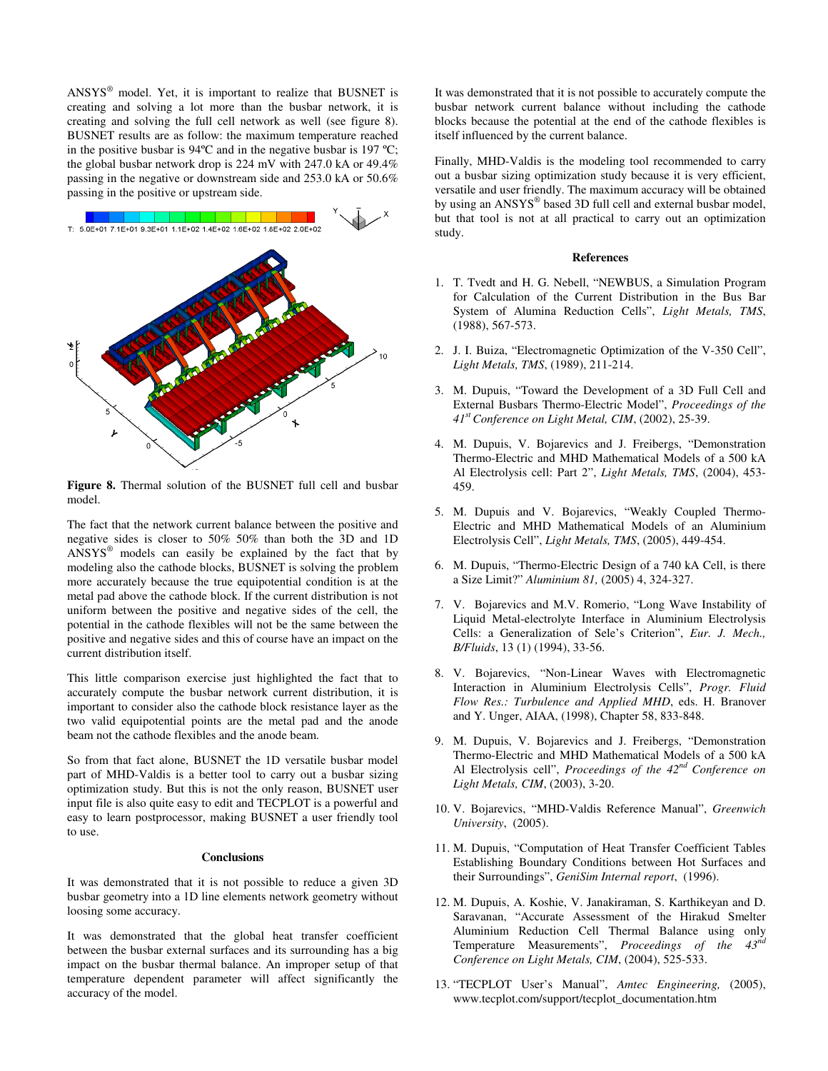ANSYS® model. Yet, it is important to realize that BUSNET is creating and solving a lot more than the busbar network, it is creating and solving the full cell network as well (see figure 8). BUSNET results are as follow: the maximum temperature reached in the positive busbar is 94ºC and in the negative busbar is 197 ºC; the global busbar network drop is 224 mV with 247.0 kA or 49.4% passing in the negative or downstream side and 253.0 kA or 50.6% passing in the positive or upstream side.

T: 5.0E+01 7.1E+01 9.3E+01 1.1E+02 1.4E+02 1.6E+02 1.8E+02 2.0E+02

**Figure 8.** Thermal solution of the BUSNET full cell and busbar model.

The fact that the network current balance between the positive and negative sides is closer to 50% 50% than both the 3D and 1D ANSYS® models can easily be explained by the fact that by modeling also the cathode blocks, BUSNET is solving the problem more accurately because the true equipotential condition is at the metal pad above the cathode block. If the current distribution is not uniform between the positive and negative sides of the cell, the potential in the cathode flexibles will not be the same between the positive and negative sides and this of course have an impact on the current distribution itself.

This little comparison exercise just highlighted the fact that to accurately compute the busbar network current distribution, it is important to consider also the cathode block resistance layer as the two valid equipotential points are the metal pad and the anode beam not the cathode flexibles and the anode beam.

So from that fact alone, BUSNET the 1D versatile busbar model part of MHD-Valdis is a better tool to carry out a busbar sizing optimization study. But this is not the only reason, BUSNET user input file is also quite easy to edit and TECPLOT is a powerful and easy to learn postprocessor, making BUSNET a user friendly tool to use.

## Conclusions

It was demonstrated that it is not possible to reduce a given 3D busbar geometry into a 1D line elements network geometry without loosing some accuracy.

It was demonstrated that the global heat transfer coefficient between the busbar external surfaces and its surrounding has a big impact on the busbar thermal balance. An improper setup of that temperature dependent parameter will affect significantly the accuracy of the model.

It was demonstrated that it is not possible to accurately compute the busbar network current balance without including the cathode blocks because the potential at the end of the cathode flexibles is itself influenced by the current balance.

Finally, MHD-Valdis is the modeling tool recommended to carry out a busbar sizing optimization study because it is very efficient, versatile and user friendly. The maximum accuracy will be obtained by using an ANSYS® based 3D full cell and external busbar model, but that tool is not at all practical to carry out an optimization study.

## References

1. T. Tvedt and H. G. Nebell, "NEWBUS, a Simulation Program for Calculation of the Current Distribution in the Bus Bar System of Alumina Reduction Cells", *Light Metals, TMS*, (1988), 567-573.

2. J. I. Buiza, "Electromagnetic Optimization of the V-350 Cell", *Light Metals, TMS*, (1989), 211-214.

3. M. Dupuis, "Toward the Development of a 3D Full Cell and External Busbars Thermo-Electric Model", *Proceedings of the 41st Conference on Light Metal, CIM*, (2002), 25-39.

4. M. Dupuis, V. Bojarevics and J. Freibergs, "Demonstration Thermo-Electric and MHD Mathematical Models of a 500 kA Al Electrolysis cell: Part 2", *Light Metals, TMS*, (2004), 453-459.

5. M. Dupuis and V. Bojarevics, "Weakly Coupled Thermo-Electric and MHD Mathematical Models of an Aluminium Electrolysis Cell", *Light Metals, TMS*, (2005), 449-454.

6. M. Dupuis, "Thermo-Electric Design of a 740 kA Cell, is there a Size Limit?" *Aluminium 81,* (2005) 4, 324-327.

7. V. Bojarevics and M.V. Romerio, "Long Wave Instability of Liquid Metal-electrolyte Interface in Aluminium Electrolysis Cells: a Generalization of Sele's Criterion", *Eur. J. Mech., B/Fluids*, 13 (1) (1994), 33-56.

8. V. Bojarevics, "Non-Linear Waves with Electromagnetic Interaction in Aluminium Electrolysis Cells", *Progr. Fluid Flow Res.: Turbulence and Applied MHD*, eds. H. Branover and Y. Unger, AIAA, (1998), Chapter 58, 833-848.

9. M. Dupuis, V. Bojarevics and J. Freibergs, "Demonstration Thermo-Electric and MHD Mathematical Models of a 500 kA Al Electrolysis cell", *Proceedings of the 42nd Conference on Light Metals, CIM*, (2003), 3-20.

10. V. Bojarevics, "MHD-Valdis Reference Manual", *Greenwich University*, (2005).

11. M. Dupuis, "Computation of Heat Transfer Coefficient Tables Establishing Boundary Conditions between Hot Surfaces and their Surroundings", *GeniSim Internal report*, (1996).

12. M. Dupuis, A. Koshie, V. Janakiraman, S. Karthikeyan and D. Saravanan, "Accurate Assessment of the Hirakud Smelter Aluminium Reduction Cell Thermal Balance using only Temperature Measurements", *Proceedings of the 43nd Conference on Light Metals, CIM*, (2004), 525-533.

13. "TECPLOT User's Manual", *Amtec Engineering,* (2005), www.tecplot.com/support/tecplot_documentation.htm